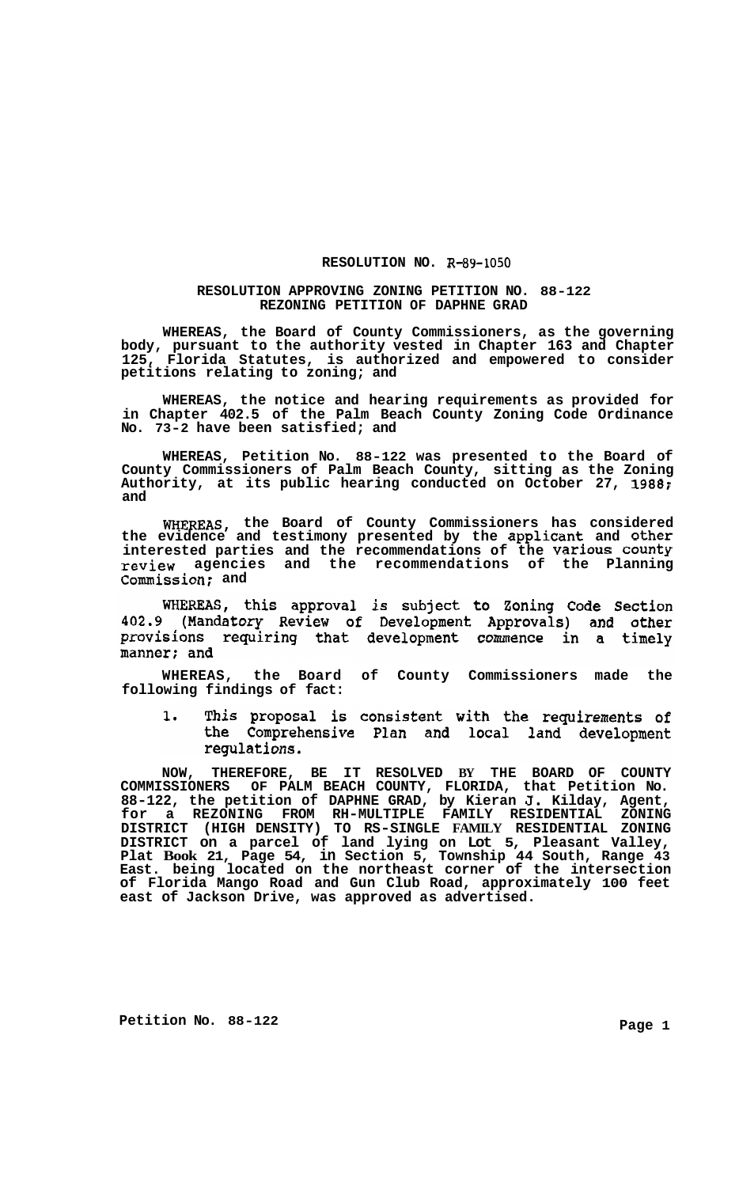# RESOLUTION NO. R-89-1050

## RESOLUTION APPROVING ZONING PETITION NO. 88-122
## REZONING PETITION OF DAPHNE GRAD

WHEREAS, the Board of County Commissioners, as the governing body, pursuant to the authority vested in Chapter 163 and Chapter 125, Florida Statutes, is authorized and empowered to consider petitions relating to zoning; and

WHEREAS, the notice and hearing requirements as provided for in Chapter 402.5 of the Palm Beach County Zoning Code Ordinance No. 73-2 have been satisfied; and

WHEREAS, Petition No. 88-122 was presented to the Board of County Commissioners of Palm Beach County, sitting as the Zoning Authority, at its public hearing conducted on October 27, 1988; and

WHEREAS, the Board of County Commissioners has considered the evidence and testimony presented by the applicant and other interested parties and the recommendations of the various county review agencies and the recommendations of the Planning Commission; and

WHEREAS, this approval is subject to Zoning Code Section 402.9 (Mandatory Review of Development Approvals) and other provisions requiring that development commence in a timely manner; and

WHEREAS, the Board of County Commissioners made the following findings of fact:

1. This proposal is consistent with the requirements of the Comprehensive Plan and local land development regulations.

NOW, THEREFORE, BE IT RESOLVED BY THE BOARD OF COUNTY COMMISSIONERS OF PALM BEACH COUNTY, FLORIDA, that Petition No. 88-122, the petition of DAPHNE GRAD, by Kieran J. Kilday, Agent, for a REZONING FROM RH-MULTIPLE FAMILY RESIDENTIAL ZONING DISTRICT (HIGH DENSITY) TO RS-SINGLE FAMILY RESIDENTIAL ZONING DISTRICT on a parcel of land lying on Lot 5, Pleasant Valley, Plat Book 21, Page 54, in Section 5, Township 44 South, Range 43 East. being located on the northeast corner of the intersection of Florida Mango Road and Gun Club Road, approximately 100 feet east of Jackson Drive, was approved as advertised.

Petition No. 88-122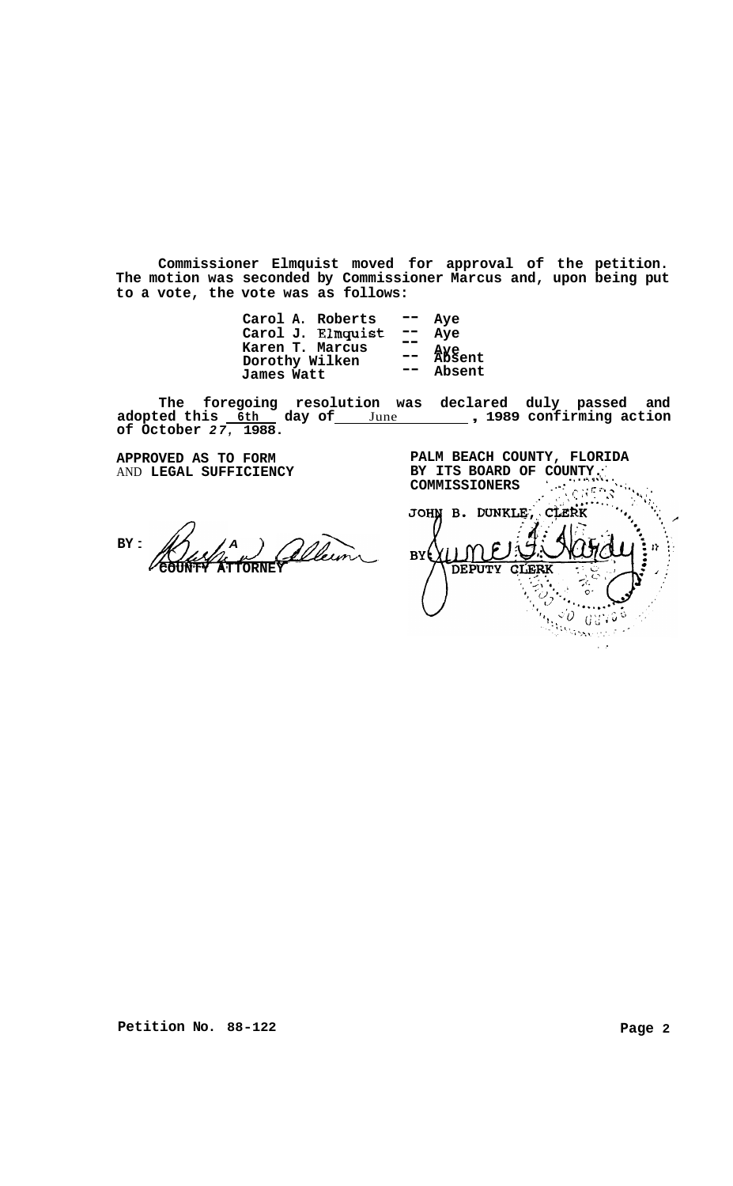Commissioner Elmquist moved for approval of the petition. The motion was seconded by Commissioner Marcus and, upon being put to a vote, the vote was as follows:

| | | |
|---|---|---|
| Carol A. Roberts | -- | Aye |
| Carol J. Elmquist | -- | Aye |
| Karen T. Marcus | -- | Aye |
| Dorothy Wilken | -- | Absent |
| James Watt | -- | Absent |

The foregoing resolution was declared duly passed and adopted this 6th day of June, 1989 confirming action of October 27, 1988.

APPROVED AS TO FORM AND LEGAL SUFFICIENCY

BY: COUNTY ATTORNEY

PALM BEACH COUNTY, FLORIDA BY ITS BOARD OF COUNTY COMMISSIONERS

JOHN B. DUNKLE, CLERK

BY: DEPUTY CLERK

Petition No. 88-122